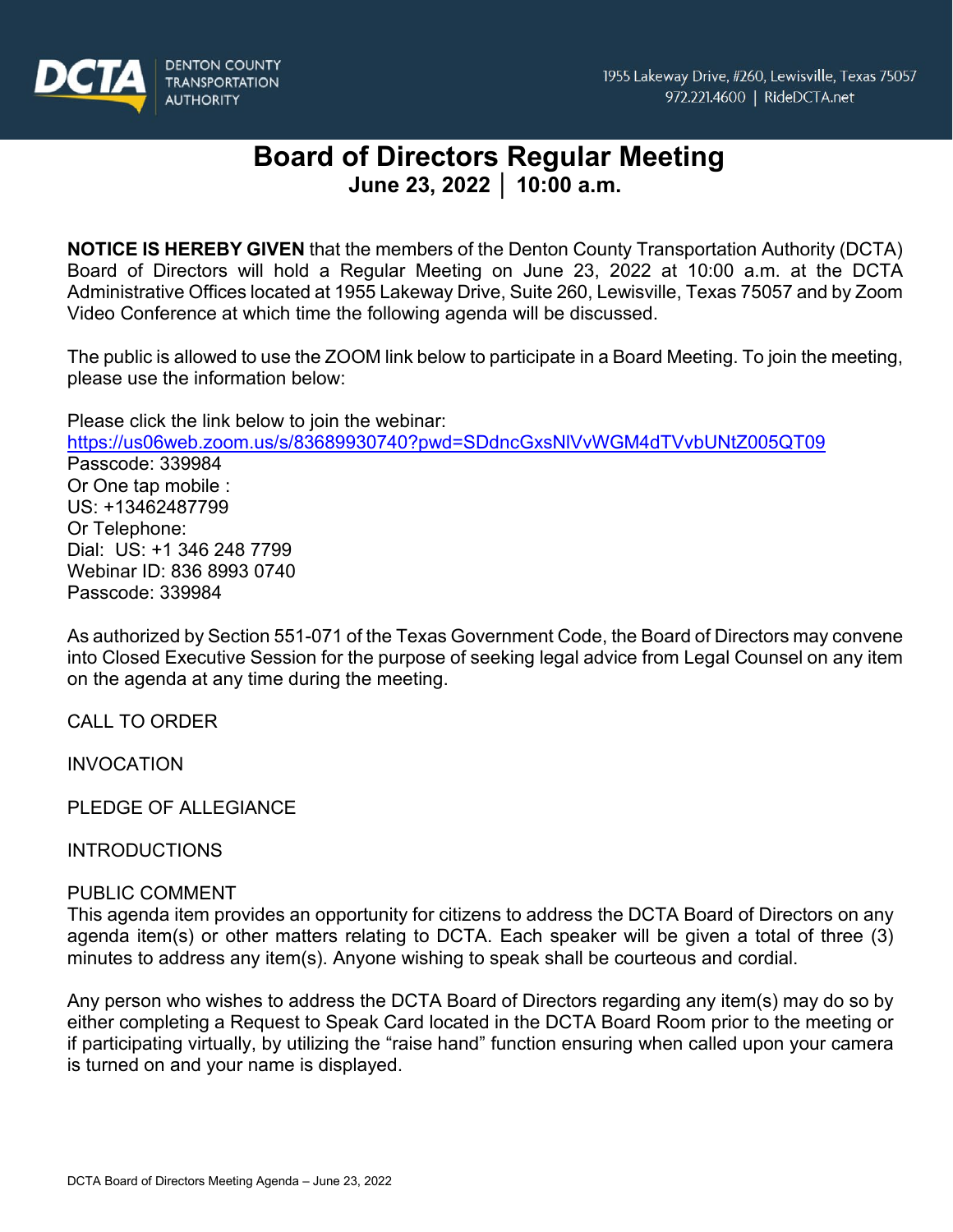DENTON COUNTY TRANSPORTATION AUTHORITY

1955 Lakeway Drive, #260, Lewisville, Texas 75057
972.221.4600 | RideDCTA.net

# Board of Directors Regular Meeting

**June 23, 2022 | 10:00 a.m.**

**NOTICE IS HEREBY GIVEN** that the members of the Denton County Transportation Authority (DCTA) Board of Directors will hold a Regular Meeting on June 23, 2022 at 10:00 a.m. at the DCTA Administrative Offices located at 1955 Lakeway Drive, Suite 260, Lewisville, Texas 75057 and by Zoom Video Conference at which time the following agenda will be discussed.

The public is allowed to use the ZOOM link below to participate in a Board Meeting. To join the meeting, please use the information below:

Please click the link below to join the webinar:
https://us06web.zoom.us/s/83689930740?pwd=SDdncGxsNlVvWGM4dTVvbUNtZ005QT09
Passcode: 339984
Or One tap mobile :
US: +13462487799
Or Telephone:
Dial: US: +1 346 248 7799
Webinar ID: 836 8993 0740
Passcode: 339984

As authorized by Section 551-071 of the Texas Government Code, the Board of Directors may convene into Closed Executive Session for the purpose of seeking legal advice from Legal Counsel on any item on the agenda at any time during the meeting.

CALL TO ORDER

INVOCATION

PLEDGE OF ALLEGIANCE

INTRODUCTIONS

PUBLIC COMMENT
This agenda item provides an opportunity for citizens to address the DCTA Board of Directors on any agenda item(s) or other matters relating to DCTA. Each speaker will be given a total of three (3) minutes to address any item(s). Anyone wishing to speak shall be courteous and cordial.

Any person who wishes to address the DCTA Board of Directors regarding any item(s) may do so by either completing a Request to Speak Card located in the DCTA Board Room prior to the meeting or if participating virtually, by utilizing the "raise hand" function ensuring when called upon your camera is turned on and your name is displayed.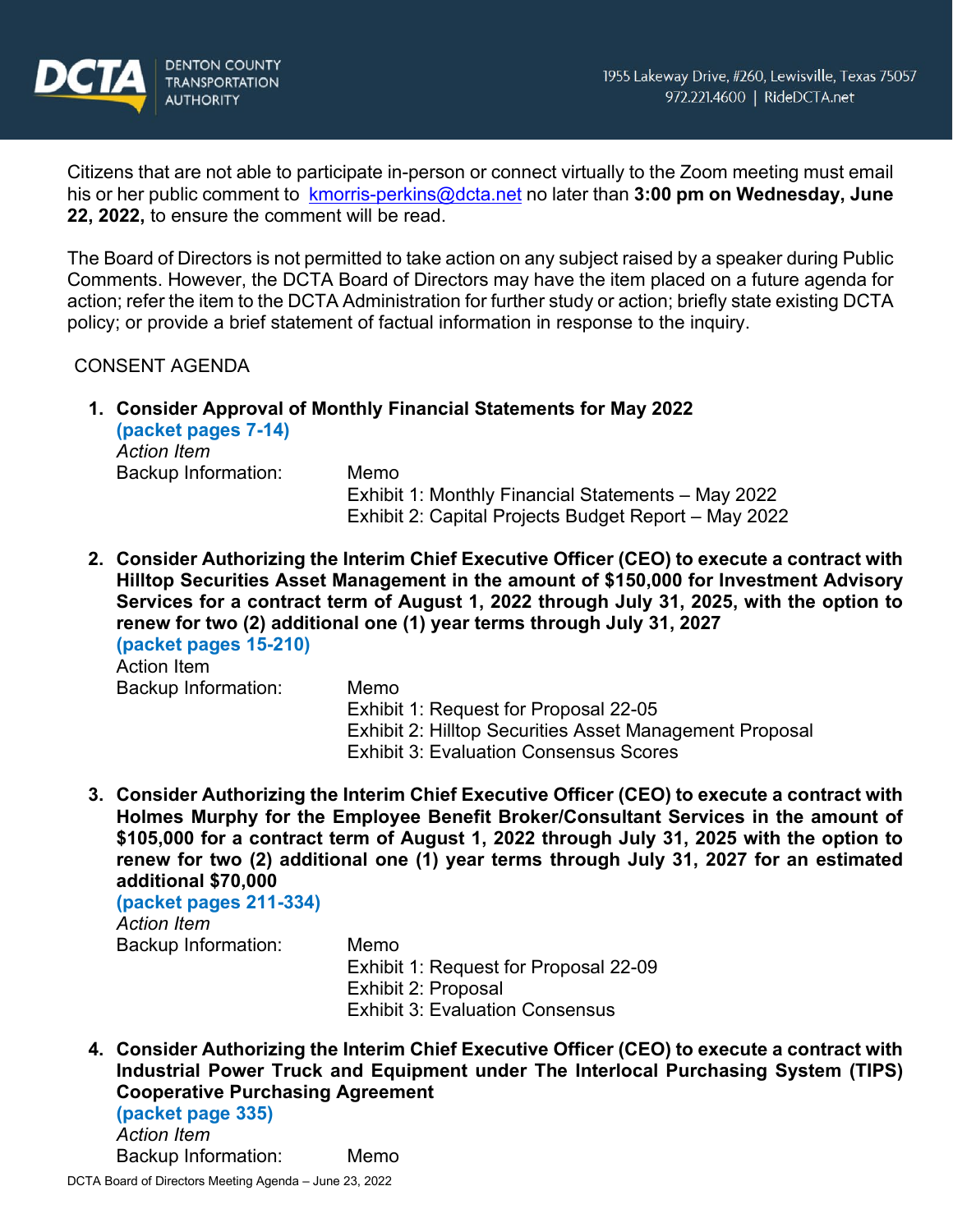Citizens that are not able to participate in-person or connect virtually to the Zoom meeting must email his or her public comment to kmorris-perkins@dcta.net no later than **3:00 pm on Wednesday, June 22, 2022,** to ensure the comment will be read.

The Board of Directors is not permitted to take action on any subject raised by a speaker during Public Comments. However, the DCTA Board of Directors may have the item placed on a future agenda for action; refer the item to the DCTA Administration for further study or action; briefly state existing DCTA policy; or provide a brief statement of factual information in response to the inquiry.

CONSENT AGENDA

1. **Consider Approval of Monthly Financial Statements for May 2022**
   **(packet pages 7-14)**
   *Action Item*
   Backup Information: Memo
   Exhibit 1: Monthly Financial Statements – May 2022
   Exhibit 2: Capital Projects Budget Report – May 2022

2. **Consider Authorizing the Interim Chief Executive Officer (CEO) to execute a contract with Hilltop Securities Asset Management in the amount of $150,000 for Investment Advisory Services for a contract term of August 1, 2022 through July 31, 2025, with the option to renew for two (2) additional one (1) year terms through July 31, 2027**
   **(packet pages 15-210)**
   Action Item
   Backup Information: Memo
   Exhibit 1: Request for Proposal 22-05
   Exhibit 2: Hilltop Securities Asset Management Proposal
   Exhibit 3: Evaluation Consensus Scores

3. **Consider Authorizing the Interim Chief Executive Officer (CEO) to execute a contract with Holmes Murphy for the Employee Benefit Broker/Consultant Services in the amount of $105,000 for a contract term of August 1, 2022 through July 31, 2025 with the option to renew for two (2) additional one (1) year terms through July 31, 2027 for an estimated additional $70,000**
   **(packet pages 211-334)**
   *Action Item*
   Backup Information: Memo
   Exhibit 1: Request for Proposal 22-09
   Exhibit 2: Proposal
   Exhibit 3: Evaluation Consensus

4. **Consider Authorizing the Interim Chief Executive Officer (CEO) to execute a contract with Industrial Power Truck and Equipment under The Interlocal Purchasing System (TIPS) Cooperative Purchasing Agreement**
   **(packet page 335)**
   *Action Item*
   Backup Information: Memo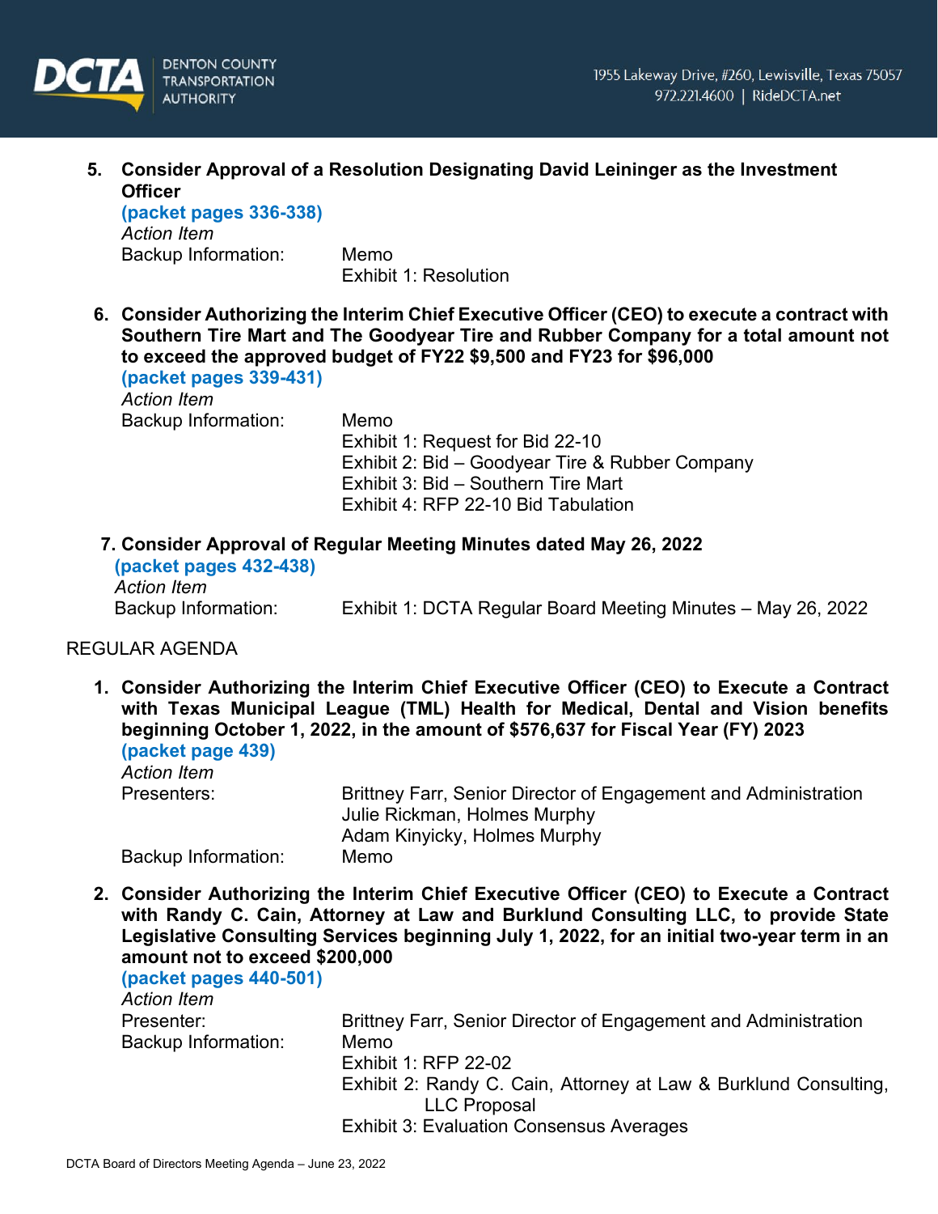5. **Consider Approval of a Resolution Designating David Leininger as the Investment Officer**
   **(packet pages 336-338)**
   *Action Item*
   Backup Information: Memo
   Exhibit 1: Resolution

6. **Consider Authorizing the Interim Chief Executive Officer (CEO) to execute a contract with Southern Tire Mart and The Goodyear Tire and Rubber Company for a total amount not to exceed the approved budget of FY22 $9,500 and FY23 for $96,000**
   **(packet pages 339-431)**
   *Action Item*
   Backup Information: Memo
   Exhibit 1: Request for Bid 22-10
   Exhibit 2: Bid – Goodyear Tire & Rubber Company
   Exhibit 3: Bid – Southern Tire Mart
   Exhibit 4: RFP 22-10 Bid Tabulation

7. **Consider Approval of Regular Meeting Minutes dated May 26, 2022**
   **(packet pages 432-438)**
   *Action Item*
   Backup Information: Exhibit 1: DCTA Regular Board Meeting Minutes – May 26, 2022

REGULAR AGENDA

1. **Consider Authorizing the Interim Chief Executive Officer (CEO) to Execute a Contract with Texas Municipal League (TML) Health for Medical, Dental and Vision benefits beginning October 1, 2022, in the amount of $576,637 for Fiscal Year (FY) 2023**
   **(packet page 439)**
   *Action Item*
   Presenters: Brittney Farr, Senior Director of Engagement and Administration
   Julie Rickman, Holmes Murphy
   Adam Kinyicky, Holmes Murphy
   Backup Information: Memo

2. **Consider Authorizing the Interim Chief Executive Officer (CEO) to Execute a Contract with Randy C. Cain, Attorney at Law and Burklund Consulting LLC, to provide State Legislative Consulting Services beginning July 1, 2022, for an initial two-year term in an amount not to exceed $200,000**
   **(packet pages 440-501)**
   *Action Item*
   Presenter: Brittney Farr, Senior Director of Engagement and Administration
   Backup Information: Memo
   Exhibit 1: RFP 22-02
   Exhibit 2: Randy C. Cain, Attorney at Law & Burklund Consulting, LLC Proposal
   Exhibit 3: Evaluation Consensus Averages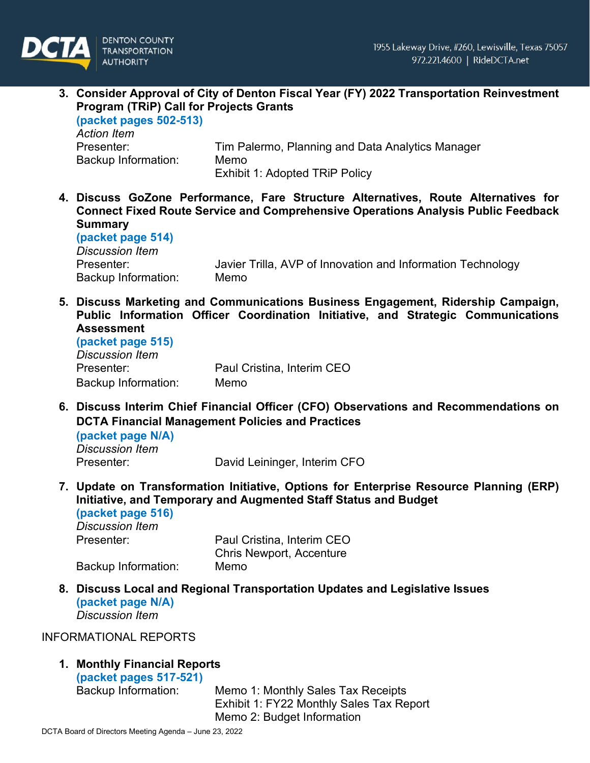3. **Consider Approval of City of Denton Fiscal Year (FY) 2022 Transportation Reinvestment Program (TRiP) Call for Projects Grants**
   **(packet pages 502-513)**
   *Action Item*
   Presenter: Tim Palermo, Planning and Data Analytics Manager
   Backup Information: Memo
   Exhibit 1: Adopted TRiP Policy

4. **Discuss GoZone Performance, Fare Structure Alternatives, Route Alternatives for Connect Fixed Route Service and Comprehensive Operations Analysis Public Feedback Summary**
   **(packet page 514)**
   *Discussion Item*
   Presenter: Javier Trilla, AVP of Innovation and Information Technology
   Backup Information: Memo

5. **Discuss Marketing and Communications Business Engagement, Ridership Campaign, Public Information Officer Coordination Initiative, and Strategic Communications Assessment**
   **(packet page 515)**
   *Discussion Item*
   Presenter: Paul Cristina, Interim CEO
   Backup Information: Memo

6. **Discuss Interim Chief Financial Officer (CFO) Observations and Recommendations on DCTA Financial Management Policies and Practices**
   **(packet page N/A)**
   *Discussion Item*
   Presenter: David Leininger, Interim CFO

7. **Update on Transformation Initiative, Options for Enterprise Resource Planning (ERP) Initiative, and Temporary and Augmented Staff Status and Budget**
   **(packet page 516)**
   *Discussion Item*
   Presenter: Paul Cristina, Interim CEO
   Chris Newport, Accenture
   Backup Information: Memo

8. **Discuss Local and Regional Transportation Updates and Legislative Issues**
   **(packet page N/A)**
   *Discussion Item*

INFORMATIONAL REPORTS

1. **Monthly Financial Reports**
   **(packet pages 517-521)**
   Backup Information: Memo 1: Monthly Sales Tax Receipts
   Exhibit 1: FY22 Monthly Sales Tax Report
   Memo 2: Budget Information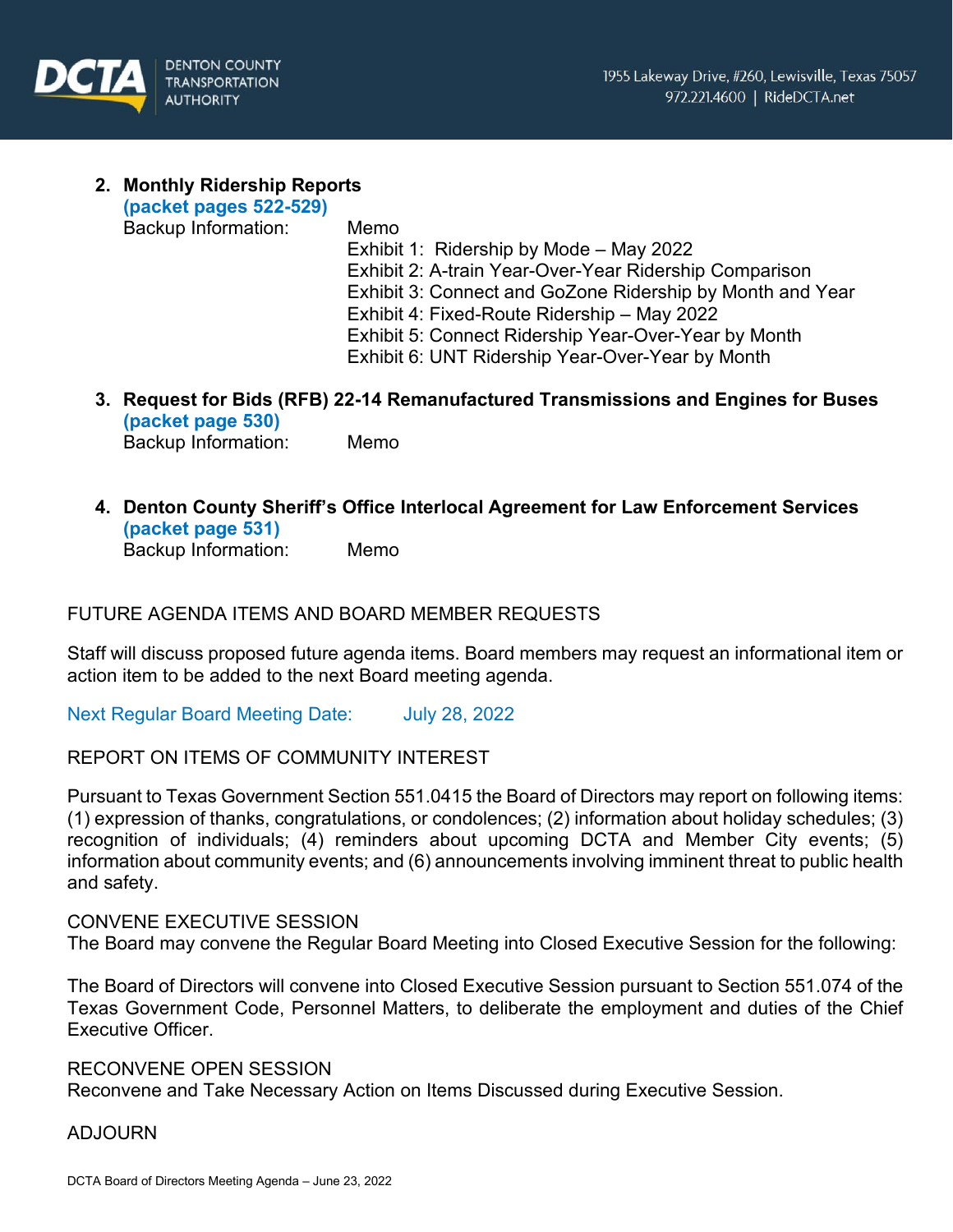2. **Monthly Ridership Reports**
   **(packet pages 522-529)**
   Backup Information: Memo
   Exhibit 1: Ridership by Mode – May 2022
   Exhibit 2: A-train Year-Over-Year Ridership Comparison
   Exhibit 3: Connect and GoZone Ridership by Month and Year
   Exhibit 4: Fixed-Route Ridership – May 2022
   Exhibit 5: Connect Ridership Year-Over-Year by Month
   Exhibit 6: UNT Ridership Year-Over-Year by Month

3. **Request for Bids (RFB) 22-14 Remanufactured Transmissions and Engines for Buses**
   **(packet page 530)**
   Backup Information: Memo

4. **Denton County Sheriff's Office Interlocal Agreement for Law Enforcement Services**
   **(packet page 531)**
   Backup Information: Memo

FUTURE AGENDA ITEMS AND BOARD MEMBER REQUESTS

Staff will discuss proposed future agenda items. Board members may request an informational item or action item to be added to the next Board meeting agenda.

Next Regular Board Meeting Date: July 28, 2022

REPORT ON ITEMS OF COMMUNITY INTEREST

Pursuant to Texas Government Section 551.0415 the Board of Directors may report on following items: (1) expression of thanks, congratulations, or condolences; (2) information about holiday schedules; (3) recognition of individuals; (4) reminders about upcoming DCTA and Member City events; (5) information about community events; and (6) announcements involving imminent threat to public health and safety.

CONVENE EXECUTIVE SESSION
The Board may convene the Regular Board Meeting into Closed Executive Session for the following:

The Board of Directors will convene into Closed Executive Session pursuant to Section 551.074 of the Texas Government Code, Personnel Matters, to deliberate the employment and duties of the Chief Executive Officer.

RECONVENE OPEN SESSION
Reconvene and Take Necessary Action on Items Discussed during Executive Session.

ADJOURN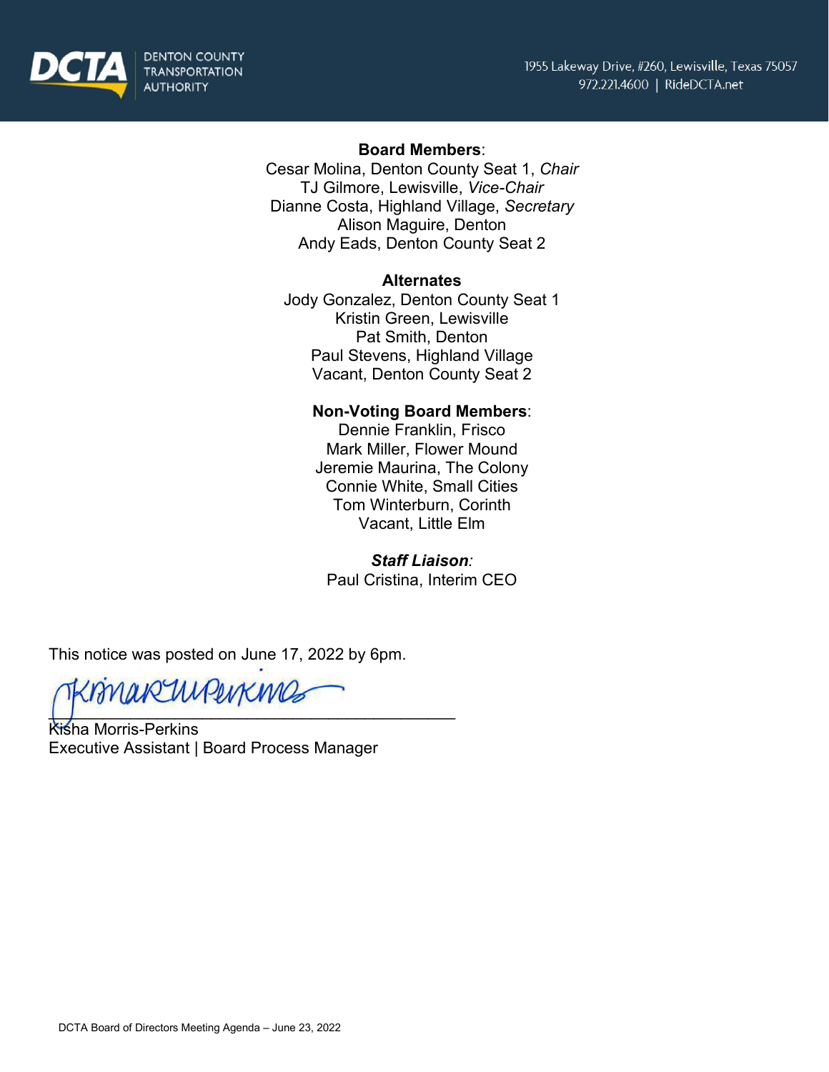**Board Members**:
Cesar Molina, Denton County Seat 1, *Chair*
TJ Gilmore, Lewisville, *Vice-Chair*
Dianne Costa, Highland Village, *Secretary*
Alison Maguire, Denton
Andy Eads, Denton County Seat 2

**Alternates**
Jody Gonzalez, Denton County Seat 1
Kristin Green, Lewisville
Pat Smith, Denton
Paul Stevens, Highland Village
Vacant, Denton County Seat 2

**Non-Voting Board Members**:
Dennie Franklin, Frisco
Mark Miller, Flower Mound
Jeremie Maurina, The Colony
Connie White, Small Cities
Tom Winterburn, Corinth
Vacant, Little Elm

***Staff Liaison**:*
Paul Cristina, Interim CEO

This notice was posted on June 17, 2022 by 6pm.

\_\_\_\_\_\_\_\_\_\_\_\_\_\_\_\_\_\_\_\_\_\_\_\_\_\_\_\_\_\_\_\_\_\_\_\_\_\_\_\_
Kisha Morris-Perkins
Executive Assistant | Board Process Manager